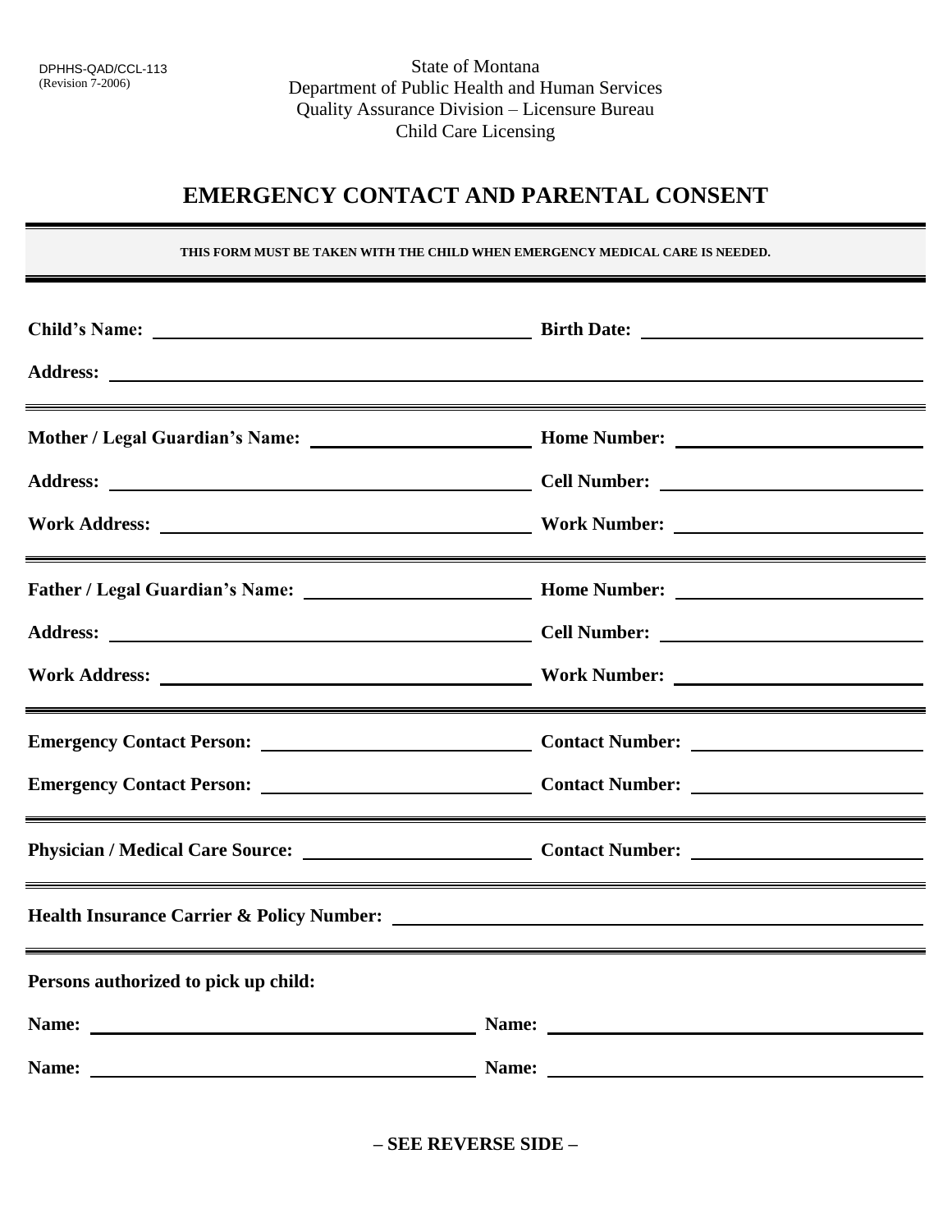DPHHS-QAD/CCL-113
(Revision 7-2006)

State of Montana
Department of Public Health and Human Services
Quality Assurance Division – Licensure Bureau
Child Care Licensing

# EMERGENCY CONTACT AND PARENTAL CONSENT

**THIS FORM MUST BE TAKEN WITH THE CHILD WHEN EMERGENCY MEDICAL CARE IS NEEDED.**

**Child's Name:** \_\_\_\_\_\_\_\_\_\_\_\_\_\_\_\_\_\_\_\_ **Birth Date:** \_\_\_\_\_\_\_\_\_\_\_\_\_\_\_\_\_\_\_\_

**Address:** \_\_\_\_\_\_\_\_\_\_\_\_\_\_\_\_\_\_\_\_\_\_\_\_\_\_\_\_\_\_\_\_\_\_\_\_\_\_\_\_

---

**Mother / Legal Guardian's Name:** \_\_\_\_\_\_\_\_\_\_\_\_\_\_\_\_\_\_\_\_ **Home Number:** \_\_\_\_\_\_\_\_\_\_\_\_\_\_\_\_\_\_\_\_

**Address:** \_\_\_\_\_\_\_\_\_\_\_\_\_\_\_\_\_\_\_\_ **Cell Number:** \_\_\_\_\_\_\_\_\_\_\_\_\_\_\_\_\_\_\_\_

**Work Address:** \_\_\_\_\_\_\_\_\_\_\_\_\_\_\_\_\_\_\_\_ **Work Number:** \_\_\_\_\_\_\_\_\_\_\_\_\_\_\_\_\_\_\_\_

---

**Father / Legal Guardian's Name:** \_\_\_\_\_\_\_\_\_\_\_\_\_\_\_\_\_\_\_\_ **Home Number:** \_\_\_\_\_\_\_\_\_\_\_\_\_\_\_\_\_\_\_\_

**Address:** \_\_\_\_\_\_\_\_\_\_\_\_\_\_\_\_\_\_\_\_ **Cell Number:** \_\_\_\_\_\_\_\_\_\_\_\_\_\_\_\_\_\_\_\_

**Work Address:** \_\_\_\_\_\_\_\_\_\_\_\_\_\_\_\_\_\_\_\_ **Work Number:** \_\_\_\_\_\_\_\_\_\_\_\_\_\_\_\_\_\_\_\_

---

**Emergency Contact Person:** \_\_\_\_\_\_\_\_\_\_\_\_\_\_\_\_\_\_\_\_ **Contact Number:** \_\_\_\_\_\_\_\_\_\_\_\_\_\_\_\_\_\_\_\_

**Emergency Contact Person:** \_\_\_\_\_\_\_\_\_\_\_\_\_\_\_\_\_\_\_\_ **Contact Number:** \_\_\_\_\_\_\_\_\_\_\_\_\_\_\_\_\_\_\_\_

---

**Physician / Medical Care Source:** \_\_\_\_\_\_\_\_\_\_\_\_\_\_\_\_\_\_\_\_ **Contact Number:** \_\_\_\_\_\_\_\_\_\_\_\_\_\_\_\_\_\_\_\_

---

**Health Insurance Carrier & Policy Number:** \_\_\_\_\_\_\_\_\_\_\_\_\_\_\_\_\_\_\_\_\_\_\_\_\_\_\_\_\_\_\_\_\_\_\_\_\_\_\_\_

---

**Persons authorized to pick up child:**

**Name:** \_\_\_\_\_\_\_\_\_\_\_\_\_\_\_\_\_\_\_\_ **Name:** \_\_\_\_\_\_\_\_\_\_\_\_\_\_\_\_\_\_\_\_

**Name:** \_\_\_\_\_\_\_\_\_\_\_\_\_\_\_\_\_\_\_\_ **Name:** \_\_\_\_\_\_\_\_\_\_\_\_\_\_\_\_\_\_\_\_

**– SEE REVERSE SIDE –**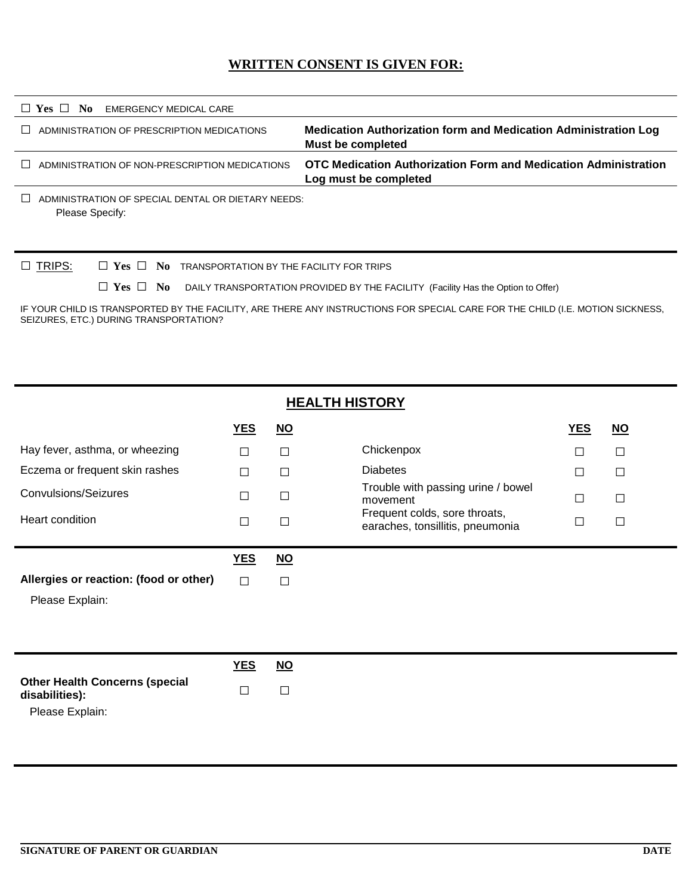## WRITTEN CONSENT IS GIVEN FOR:

☐ **Yes** ☐ **No** EMERGENCY MEDICAL CARE

| | |
|---|---|
| ☐ ADMINISTRATION OF PRESCRIPTION MEDICATIONS | **Medication Authorization form and Medication Administration Log Must be completed** |
| ☐ ADMINISTRATION OF NON-PRESCRIPTION MEDICATIONS | **OTC Medication Authorization Form and Medication Administration Log must be completed** |

☐ ADMINISTRATION OF SPECIAL DENTAL OR DIETARY NEEDS:
Please Specify:

☐ TRIPS: ☐ **Yes** ☐ **No** TRANSPORTATION BY THE FACILITY FOR TRIPS

☐ **Yes** ☐ **No** DAILY TRANSPORTATION PROVIDED BY THE FACILITY (Facility Has the Option to Offer)

IF YOUR CHILD IS TRANSPORTED BY THE FACILITY, ARE THERE ANY INSTRUCTIONS FOR SPECIAL CARE FOR THE CHILD (I.E. MOTION SICKNESS, SEIZURES, ETC.) DURING TRANSPORTATION?

## HEALTH HISTORY

| | YES | NO | | YES | NO |
|---|---|---|---|---|---|
| Hay fever, asthma, or wheezing | ☐ | ☐ | Chickenpox | ☐ | ☐ |
| Eczema or frequent skin rashes | ☐ | ☐ | Diabetes | ☐ | ☐ |
| Convulsions/Seizures | ☐ | ☐ | Trouble with passing urine / bowel movement | ☐ | ☐ |
| Heart condition | ☐ | ☐ | Frequent colds, sore throats, earaches, tonsillitis, pneumonia | ☐ | ☐ |

| | YES | NO |
|---|---|---|
| **Allergies or reaction: (food or other)** | ☐ | ☐ |

Please Explain:

| | YES | NO |
|---|---|---|
| **Other Health Concerns (special disabilities):** | ☐ | ☐ |

Please Explain:

**SIGNATURE OF PARENT OR GUARDIAN** **DATE**